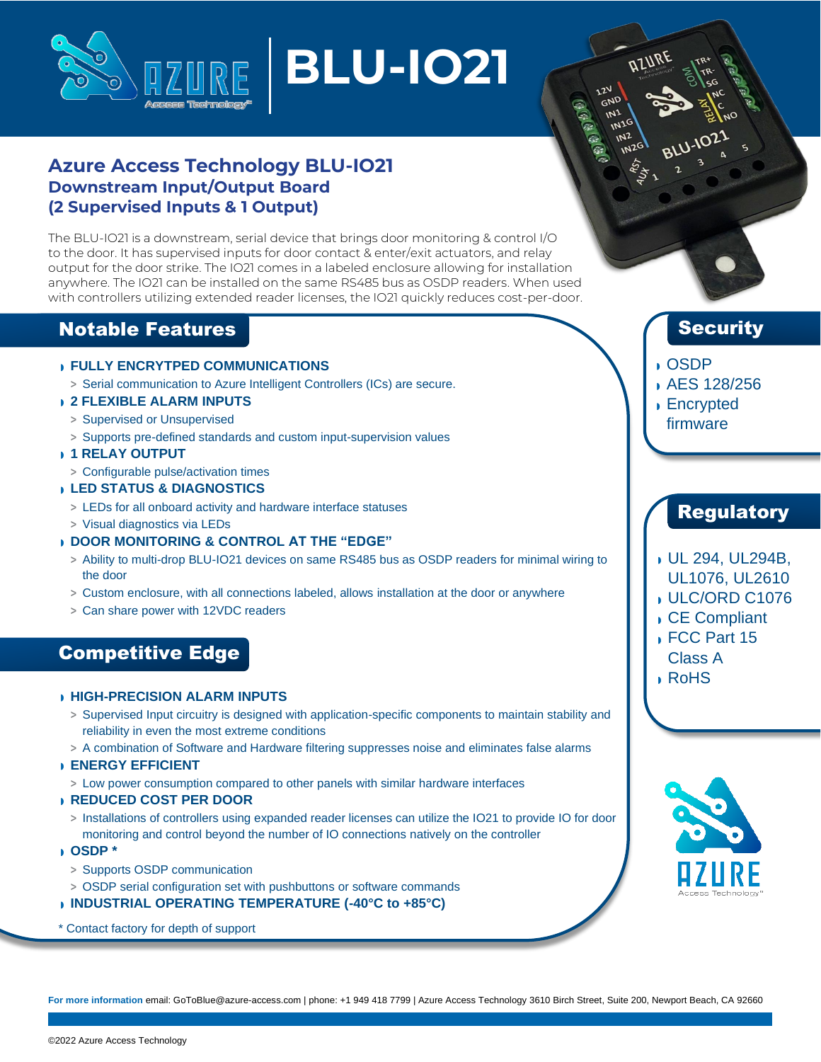# BLU-IO21

## Azure Access Technology BLU-IO21
### Downstream Input/Output Board
### (2 Supervised Inputs & 1 Output)

The BLU-IO21 is a downstream, serial device that brings door monitoring & control I/O to the door. It has supervised inputs for door contact & enter/exit actuators, and relay output for the door strike. The IO21 comes in a labeled enclosure allowing for installation anywhere. The IO21 can be installed on the same RS485 bus as OSDP readers. When used with controllers utilizing extended reader licenses, the IO21 quickly reduces cost-per-door.

## Notable Features

- **FULLY ENCRYTPED COMMUNICATIONS**
  - Serial communication to Azure Intelligent Controllers (ICs) are secure.
- **2 FLEXIBLE ALARM INPUTS**
  - Supervised or Unsupervised
  - Supports pre-defined standards and custom input-supervision values
- **1 RELAY OUTPUT**
  - Configurable pulse/activation times
- **LED STATUS & DIAGNOSTICS**
  - LEDs for all onboard activity and hardware interface statuses
  - Visual diagnostics via LEDs
- **DOOR MONITORING & CONTROL AT THE "EDGE"**
  - Ability to multi-drop BLU-IO21 devices on same RS485 bus as OSDP readers for minimal wiring to the door
  - Custom enclosure, with all connections labeled, allows installation at the door or anywhere
  - Can share power with 12VDC readers

## Competitive Edge

- **HIGH-PRECISION ALARM INPUTS**
  - Supervised Input circuitry is designed with application-specific components to maintain stability and reliability in even the most extreme conditions
  - A combination of Software and Hardware filtering suppresses noise and eliminates false alarms
- **ENERGY EFFICIENT**
  - Low power consumption compared to other panels with similar hardware interfaces
- **REDUCED COST PER DOOR**
  - Installations of controllers using expanded reader licenses can utilize the IO21 to provide IO for door monitoring and control beyond the number of IO connections natively on the controller
- **OSDP \***
  - Supports OSDP communication
  - OSDP serial configuration set with pushbuttons or software commands
- **INDUSTRIAL OPERATING TEMPERATURE (-40°C to +85°C)**

\* Contact factory for depth of support

## Security

- OSDP
- AES 128/256
- Encrypted firmware

## Regulatory

- UL 294, UL294B, UL1076, UL2610
- ULC/ORD C1076
- CE Compliant
- FCC Part 15 Class A
- RoHS

**For more information** email: GoToBlue@azure-access.com | phone: +1 949 418 7799 | Azure Access Technology 3610 Birch Street, Suite 200, Newport Beach, CA 92660

©2022 Azure Access Technology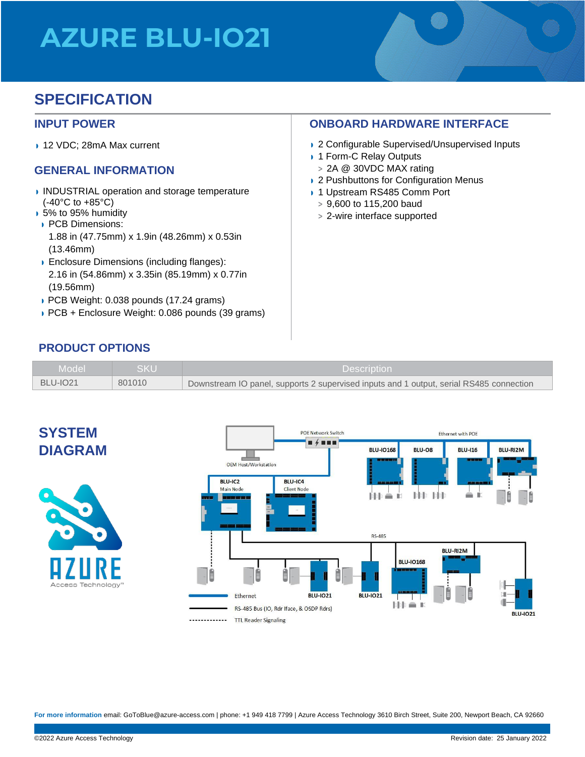# AZURE BLU-IO21

## SPECIFICATION

### INPUT POWER

- 12 VDC; 28mA Max current

### GENERAL INFORMATION

- INDUSTRIAL operation and storage temperature (-40°C to +85°C)
- 5% to 95% humidity
- PCB Dimensions:
  1.88 in (47.75mm) x 1.9in (48.26mm) x 0.53in (13.46mm)
- Enclosure Dimensions (including flanges):
  2.16 in (54.86mm) x 3.35in (85.19mm) x 0.77in (19.56mm)
- PCB Weight: 0.038 pounds (17.24 grams)
- PCB + Enclosure Weight: 0.086 pounds (39 grams)

### ONBOARD HARDWARE INTERFACE

- 2 Configurable Supervised/Unsupervised Inputs
- 1 Form-C Relay Outputs
  - 2A @ 30VDC MAX rating
- 2 Pushbuttons for Configuration Menus
- 1 Upstream RS485 Comm Port
  - 9,600 to 115,200 baud
  - 2-wire interface supported

### PRODUCT OPTIONS

| Model | SKU | Description |
|---|---|---|
| BLU-IO21 | 801010 | Downstream IO panel, supports 2 supervised inputs and 1 output, serial RS485 connection |

### SYSTEM DIAGRAM

AZURE
Access Technology™

OEM Host/Workstation
POE Network Switch
Ethernet with POE
BLU-IO168
BLU-O8
BLU-I16
BLU-RI2M
BLU-IC2
Main Node
BLU-IC4
Client Node
RS-485
BLU-RI2M
BLU-IO168
BLU-IO21
BLU-IO21
BLU-IO21
Ethernet
RS-485 Bus (IO, Rdr Iface, & OSDP Rdrs)
TTL Reader Signaling

**For more information** email: GoToBlue@azure-access.com | phone: +1 949 418 7799 | Azure Access Technology 3610 Birch Street, Suite 200, Newport Beach, CA 92660

©2022 Azure Access Technology

Revision date: 25 January 2022